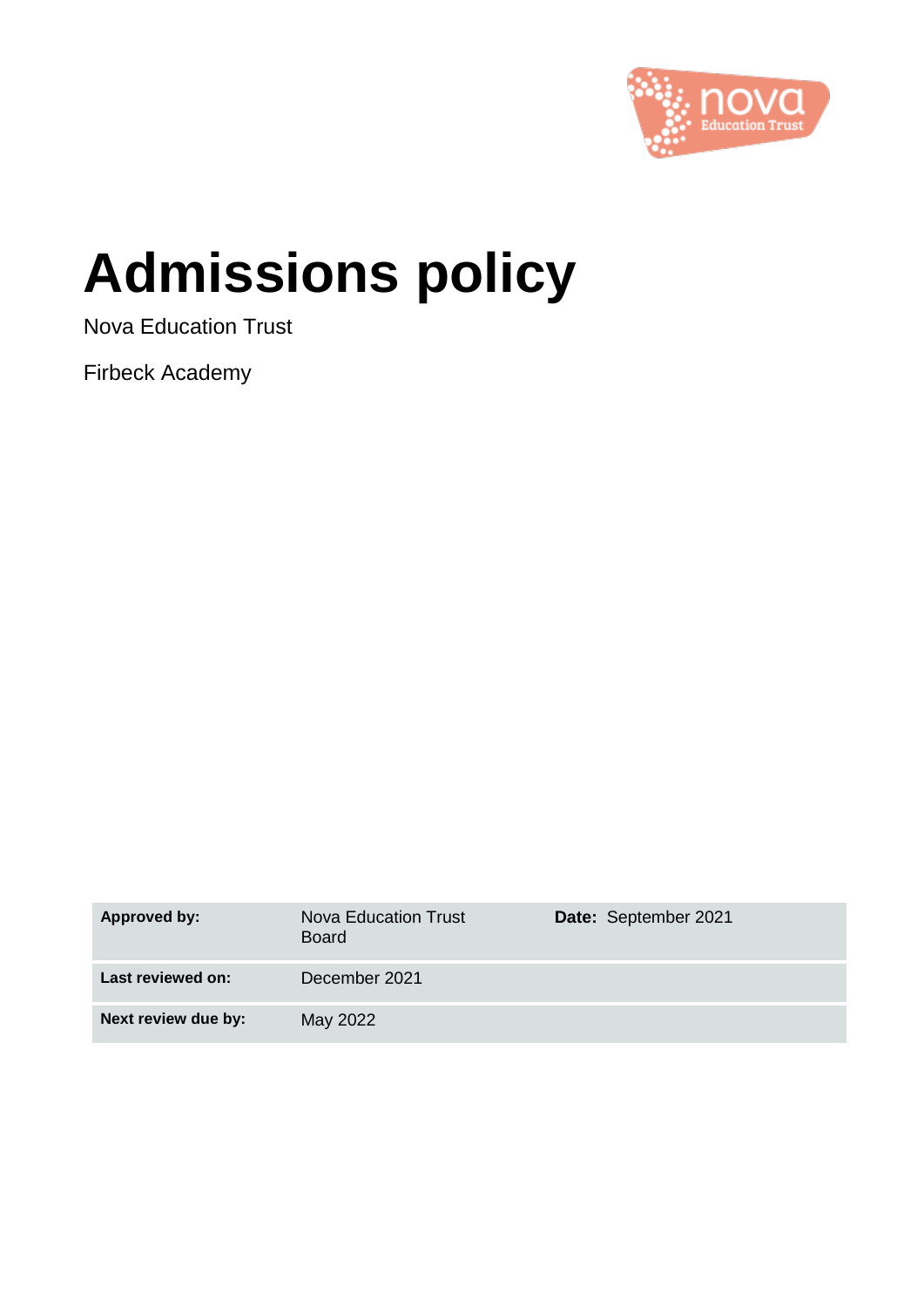# Admissions policy

Nova Education Trust

Firbeck Academy

| **Approved by:** | Nova Education Trust Board | **Date:** September 2021 |
| --- | --- | --- |
| **Last reviewed on:** | December 2021 | |
| **Next review due by:** | May 2022 | |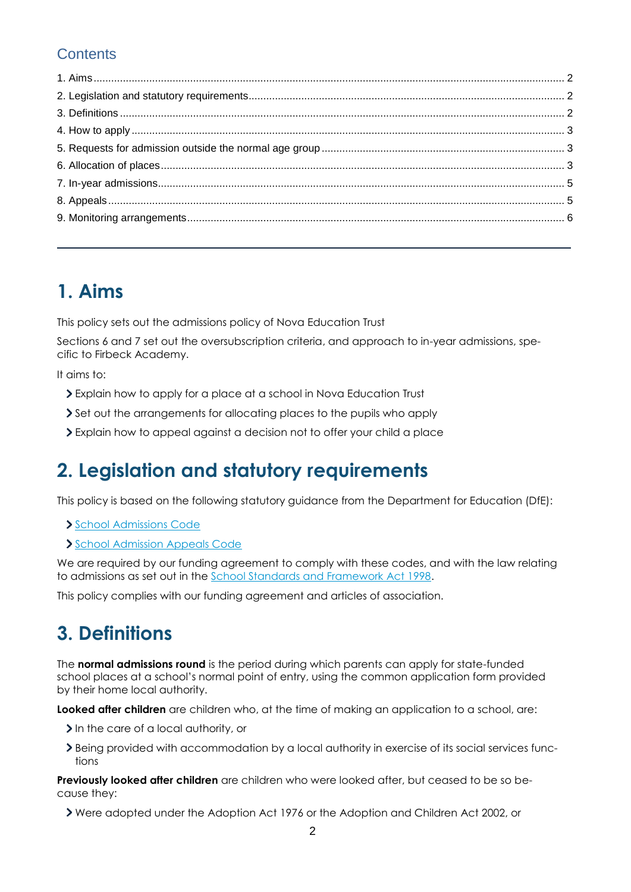## Contents

1. Aims ........................................................ 2
2. Legislation and statutory requirements ........................................................ 2
3. Definitions ........................................................ 2
4. How to apply ........................................................ 3
5. Requests for admission outside the normal age group ........................................................ 3
6. Allocation of places ........................................................ 3
7. In-year admissions ........................................................ 5
8. Appeals ........................................................ 5
9. Monitoring arrangements ........................................................ 6

---

# 1. Aims

This policy sets out the admissions policy of Nova Education Trust

Sections 6 and 7 set out the oversubscription criteria, and approach to in-year admissions, specific to Firbeck Academy.

It aims to:

- Explain how to apply for a place at a school in Nova Education Trust
- Set out the arrangements for allocating places to the pupils who apply
- Explain how to appeal against a decision not to offer your child a place

# 2. Legislation and statutory requirements

This policy is based on the following statutory guidance from the Department for Education (DfE):

- School Admissions Code
- School Admission Appeals Code

We are required by our funding agreement to comply with these codes, and with the law relating to admissions as set out in the School Standards and Framework Act 1998.

This policy complies with our funding agreement and articles of association.

# 3. Definitions

The **normal admissions round** is the period during which parents can apply for state-funded school places at a school's normal point of entry, using the common application form provided by their home local authority.

**Looked after children** are children who, at the time of making an application to a school, are:

- In the care of a local authority, or
- Being provided with accommodation by a local authority in exercise of its social services functions

**Previously looked after children** are children who were looked after, but ceased to be so because they:

- Were adopted under the Adoption Act 1976 or the Adoption and Children Act 2002, or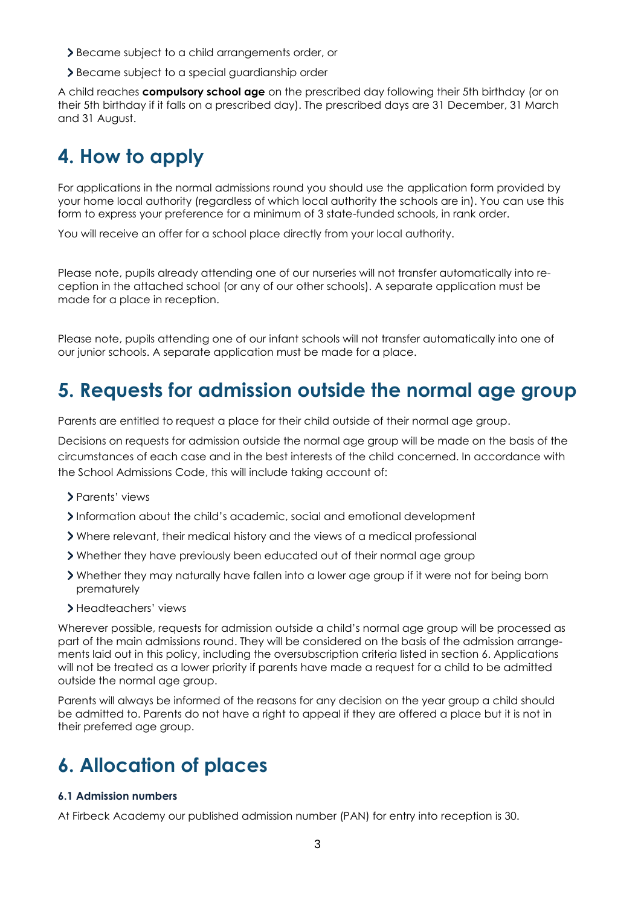- Became subject to a child arrangements order, or
- Became subject to a special guardianship order

A child reaches **compulsory school age** on the prescribed day following their 5th birthday (or on their 5th birthday if it falls on a prescribed day). The prescribed days are 31 December, 31 March and 31 August.

# 4. How to apply

For applications in the normal admissions round you should use the application form provided by your home local authority (regardless of which local authority the schools are in). You can use this form to express your preference for a minimum of 3 state-funded schools, in rank order.

You will receive an offer for a school place directly from your local authority.

Please note, pupils already attending one of our nurseries will not transfer automatically into reception in the attached school (or any of our other schools). A separate application must be made for a place in reception.

Please note, pupils attending one of our infant schools will not transfer automatically into one of our junior schools. A separate application must be made for a place.

# 5. Requests for admission outside the normal age group

Parents are entitled to request a place for their child outside of their normal age group.

Decisions on requests for admission outside the normal age group will be made on the basis of the circumstances of each case and in the best interests of the child concerned. In accordance with the School Admissions Code, this will include taking account of:

- Parents' views
- Information about the child's academic, social and emotional development
- Where relevant, their medical history and the views of a medical professional
- Whether they have previously been educated out of their normal age group
- Whether they may naturally have fallen into a lower age group if it were not for being born prematurely
- Headteachers' views

Wherever possible, requests for admission outside a child's normal age group will be processed as part of the main admissions round. They will be considered on the basis of the admission arrangements laid out in this policy, including the oversubscription criteria listed in section 6. Applications will not be treated as a lower priority if parents have made a request for a child to be admitted outside the normal age group.

Parents will always be informed of the reasons for any decision on the year group a child should be admitted to. Parents do not have a right to appeal if they are offered a place but it is not in their preferred age group.

# 6. Allocation of places

### 6.1 Admission numbers

At Firbeck Academy our published admission number (PAN) for entry into reception is 30.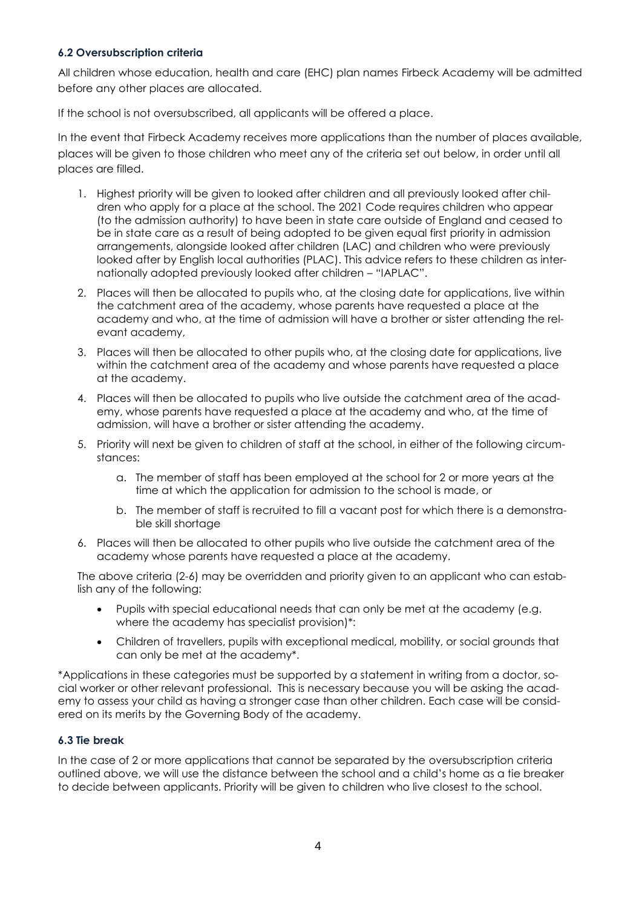#### 6.2 Oversubscription criteria

All children whose education, health and care (EHC) plan names Firbeck Academy will be admitted before any other places are allocated.

If the school is not oversubscribed, all applicants will be offered a place.

In the event that Firbeck Academy receives more applications than the number of places available, places will be given to those children who meet any of the criteria set out below, in order until all places are filled.

1. Highest priority will be given to looked after children and all previously looked after children who apply for a place at the school. The 2021 Code requires children who appear (to the admission authority) to have been in state care outside of England and ceased to be in state care as a result of being adopted to be given equal first priority in admission arrangements, alongside looked after children (LAC) and children who were previously looked after by English local authorities (PLAC). This advice refers to these children as internationally adopted previously looked after children – "IAPLAC".
2. Places will then be allocated to pupils who, at the closing date for applications, live within the catchment area of the academy, whose parents have requested a place at the academy and who, at the time of admission will have a brother or sister attending the relevant academy,
3. Places will then be allocated to other pupils who, at the closing date for applications, live within the catchment area of the academy and whose parents have requested a place at the academy.
4. Places will then be allocated to pupils who live outside the catchment area of the academy, whose parents have requested a place at the academy and who, at the time of admission, will have a brother or sister attending the academy.
5. Priority will next be given to children of staff at the school, in either of the following circumstances:
    a. The member of staff has been employed at the school for 2 or more years at the time at which the application for admission to the school is made, or
    b. The member of staff is recruited to fill a vacant post for which there is a demonstrable skill shortage
6. Places will then be allocated to other pupils who live outside the catchment area of the academy whose parents have requested a place at the academy.

The above criteria (2-6) may be overridden and priority given to an applicant who can establish any of the following:

- Pupils with special educational needs that can only be met at the academy (e.g. where the academy has specialist provision)*:
- Children of travellers, pupils with exceptional medical, mobility, or social grounds that can only be met at the academy*.

*Applications in these categories must be supported by a statement in writing from a doctor, social worker or other relevant professional. This is necessary because you will be asking the academy to assess your child as having a stronger case than other children. Each case will be considered on its merits by the Governing Body of the academy.

#### 6.3 Tie break

In the case of 2 or more applications that cannot be separated by the oversubscription criteria outlined above, we will use the distance between the school and a child's home as a tie breaker to decide between applicants. Priority will be given to children who live closest to the school.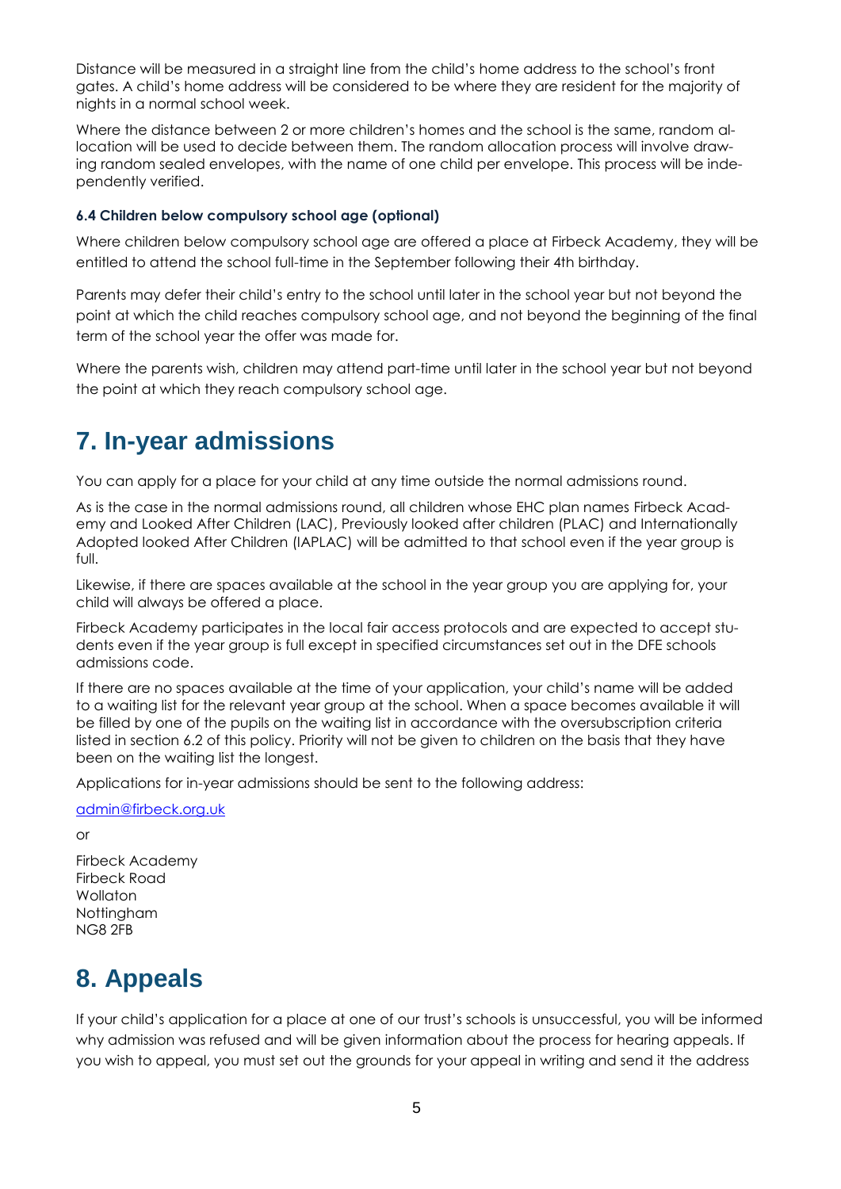Distance will be measured in a straight line from the child's home address to the school's front gates. A child's home address will be considered to be where they are resident for the majority of nights in a normal school week.

Where the distance between 2 or more children's homes and the school is the same, random allocation will be used to decide between them. The random allocation process will involve drawing random sealed envelopes, with the name of one child per envelope. This process will be independently verified.

### 6.4 Children below compulsory school age (optional)

Where children below compulsory school age are offered a place at Firbeck Academy, they will be entitled to attend the school full-time in the September following their 4th birthday.

Parents may defer their child's entry to the school until later in the school year but not beyond the point at which the child reaches compulsory school age, and not beyond the beginning of the final term of the school year the offer was made for.

Where the parents wish, children may attend part-time until later in the school year but not beyond the point at which they reach compulsory school age.

## 7. In-year admissions

You can apply for a place for your child at any time outside the normal admissions round.

As is the case in the normal admissions round, all children whose EHC plan names Firbeck Academy and Looked After Children (LAC), Previously looked after children (PLAC) and Internationally Adopted looked After Children (IAPLAC) will be admitted to that school even if the year group is full.

Likewise, if there are spaces available at the school in the year group you are applying for, your child will always be offered a place.

Firbeck Academy participates in the local fair access protocols and are expected to accept students even if the year group is full except in specified circumstances set out in the DFE schools admissions code.

If there are no spaces available at the time of your application, your child's name will be added to a waiting list for the relevant year group at the school. When a space becomes available it will be filled by one of the pupils on the waiting list in accordance with the oversubscription criteria listed in section 6.2 of this policy. Priority will not be given to children on the basis that they have been on the waiting list the longest.

Applications for in-year admissions should be sent to the following address:

admin@firbeck.org.uk

or

Firbeck Academy
Firbeck Road
Wollaton
Nottingham
NG8 2FB

## 8. Appeals

If your child's application for a place at one of our trust's schools is unsuccessful, you will be informed why admission was refused and will be given information about the process for hearing appeals. If you wish to appeal, you must set out the grounds for your appeal in writing and send it the address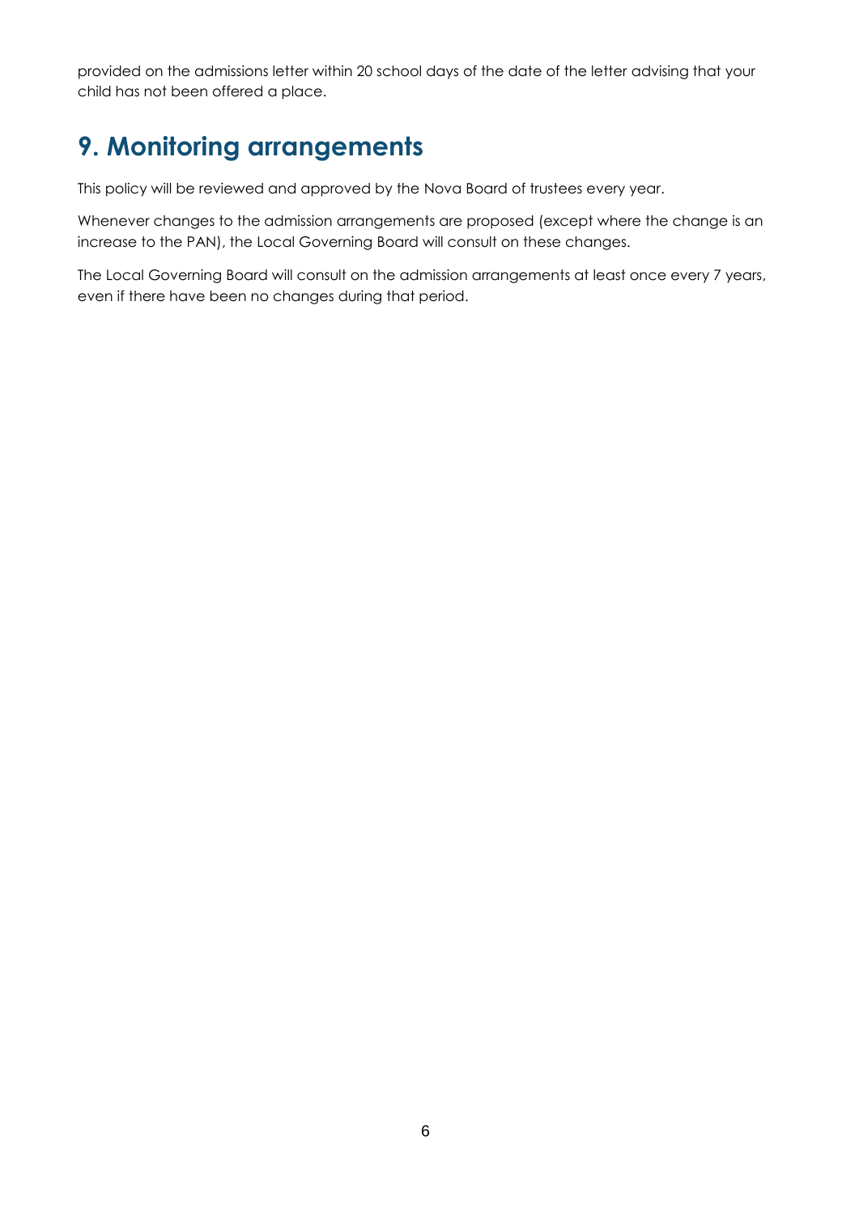provided on the admissions letter within 20 school days of the date of the letter advising that your child has not been offered a place.

## 9. Monitoring arrangements

This policy will be reviewed and approved by the Nova Board of trustees every year.

Whenever changes to the admission arrangements are proposed (except where the change is an increase to the PAN), the Local Governing Board will consult on these changes.

The Local Governing Board will consult on the admission arrangements at least once every 7 years, even if there have been no changes during that period.